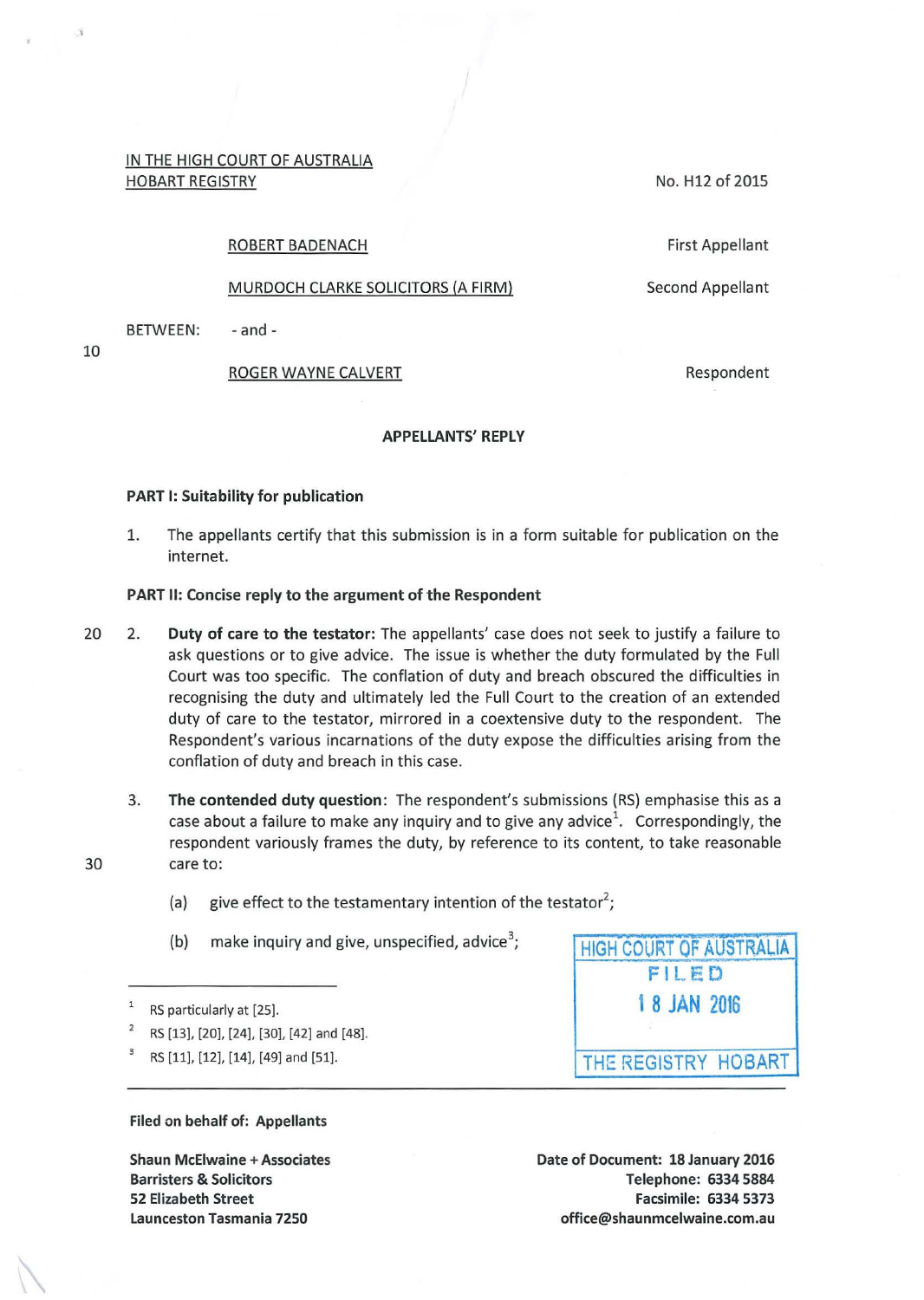IN THE HIGH COURT OF AUSTRALIA
HOBART REGISTRY

No. H12 of 2015

BETWEEN:

ROBERT BADENACH — First Appellant

MURDOCH CLARKE SOLICITORS (A FIRM) — Second Appellant

- and -

ROGER WAYNE CALVERT — Respondent

**APPELLANTS' REPLY**

**PART I: Suitability for publication**

1. The appellants certify that this submission is in a form suitable for publication on the internet.

**PART II: Concise reply to the argument of the Respondent**

2. **Duty of care to the testator:** The appellants' case does not seek to justify a failure to ask questions or to give advice. The issue is whether the duty formulated by the Full Court was too specific. The conflation of duty and breach obscured the difficulties in recognising the duty and ultimately led the Full Court to the creation of an extended duty of care to the testator, mirrored in a coextensive duty to the respondent. The Respondent's various incarnations of the duty expose the difficulties arising from the conflation of duty and breach in this case.

3. **The contended duty question**: The respondent's submissions (RS) emphasise this as a case about a failure to make any inquiry and to give any advice[1]. Correspondingly, the respondent variously frames the duty, by reference to its content, to take reasonable care to:

   (a) give effect to the testamentary intention of the testator[2];

   (b) make inquiry and give, unspecified, advice[3];

---

[1] RS particularly at [25].

[2] RS [13], [20], [24], [30], [42] and [48].

[3] RS [11], [12], [14], [49] and [51].

HIGH COURT OF AUSTRALIA
FILED
18 JAN 2016
THE REGISTRY HOBART

---

**Filed on behalf of: Appellants**

**Shaun McElwaine + Associates**
**Barristers & Solicitors**
**52 Elizabeth Street**
**Launceston Tasmania 7250**

**Date of Document: 18 January 2016**
**Telephone: 6334 5884**
**Facsimile: 6334 5373**
**office@shaunmcelwaine.com.au**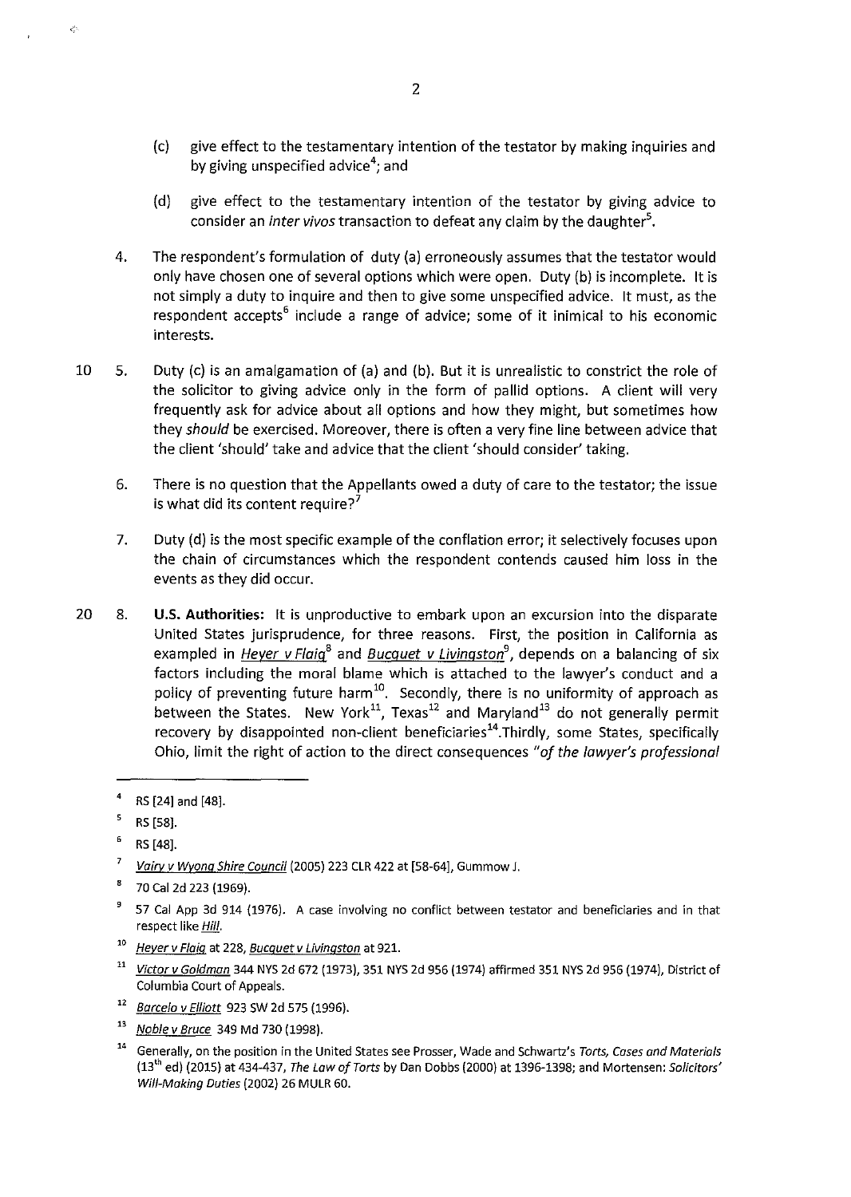(c) give effect to the testamentary intention of the testator by making inquiries and by giving unspecified advice[4]; and

(d) give effect to the testamentary intention of the testator by giving advice to consider an *inter vivos* transaction to defeat any claim by the daughter[5].

4. The respondent's formulation of duty (a) erroneously assumes that the testator would only have chosen one of several options which were open. Duty (b) is incomplete. It is not simply a duty to inquire and then to give some unspecified advice. It must, as the respondent accepts[6] include a range of advice; some of it inimical to his economic interests.

5. Duty (c) is an amalgamation of (a) and (b). But it is unrealistic to constrict the role of the solicitor to giving advice only in the form of pallid options. A client will very frequently ask for advice about all options and how they might, but sometimes how they *should* be exercised. Moreover, there is often a very fine line between advice that the client 'should' take and advice that the client 'should consider' taking.

6. There is no question that the Appellants owed a duty of care to the testator; the issue is what did its content require?[7]

7. Duty (d) is the most specific example of the conflation error; it selectively focuses upon the chain of circumstances which the respondent contends caused him loss in the events as they did occur.

8. **U.S. Authorities:** It is unproductive to embark upon an excursion into the disparate United States jurisprudence, for three reasons. First, the position in California as exampled in *Heyer v Flaig*[8] and *Bucquet v Livingston*[9], depends on a balancing of six factors including the moral blame which is attached to the lawyer's conduct and a policy of preventing future harm[10]. Secondly, there is no uniformity of approach as between the States. New York[11], Texas[12] and Maryland[13] do not generally permit recovery by disappointed non-client beneficiaries[14]. Thirdly, some States, specifically Ohio, limit the right of action to the direct consequences *"of the lawyer's professional*

---

[4] RS [24] and [48].

[5] RS [58].

[6] RS [48].

[7] *Vairy v Wyong Shire Council* (2005) 223 CLR 422 at [58-64], Gummow J.

[8] 70 Cal 2d 223 (1969).

[9] 57 Cal App 3d 914 (1976). A case involving no conflict between testator and beneficiaries and in that respect like *Hill*.

[10] *Heyer v Flaig* at 228, *Bucquet v Livingston* at 921.

[11] *Victor v Goldman* 344 NYS 2d 672 (1973), 351 NYS 2d 956 (1974) affirmed 351 NYS 2d 956 (1974), District of Columbia Court of Appeals.

[12] *Barcelo v Elliott* 923 SW 2d 575 (1996).

[13] *Noble v Bruce* 349 Md 730 (1998).

[14] Generally, on the position in the United States see Prosser, Wade and Schwartz's *Torts, Cases and Materials* (13th ed) (2015) at 434-437, *The Law of Torts* by Dan Dobbs (2000) at 1396-1398; and Mortensen: *Solicitors' Will-Making Duties* (2002) 26 MULR 60.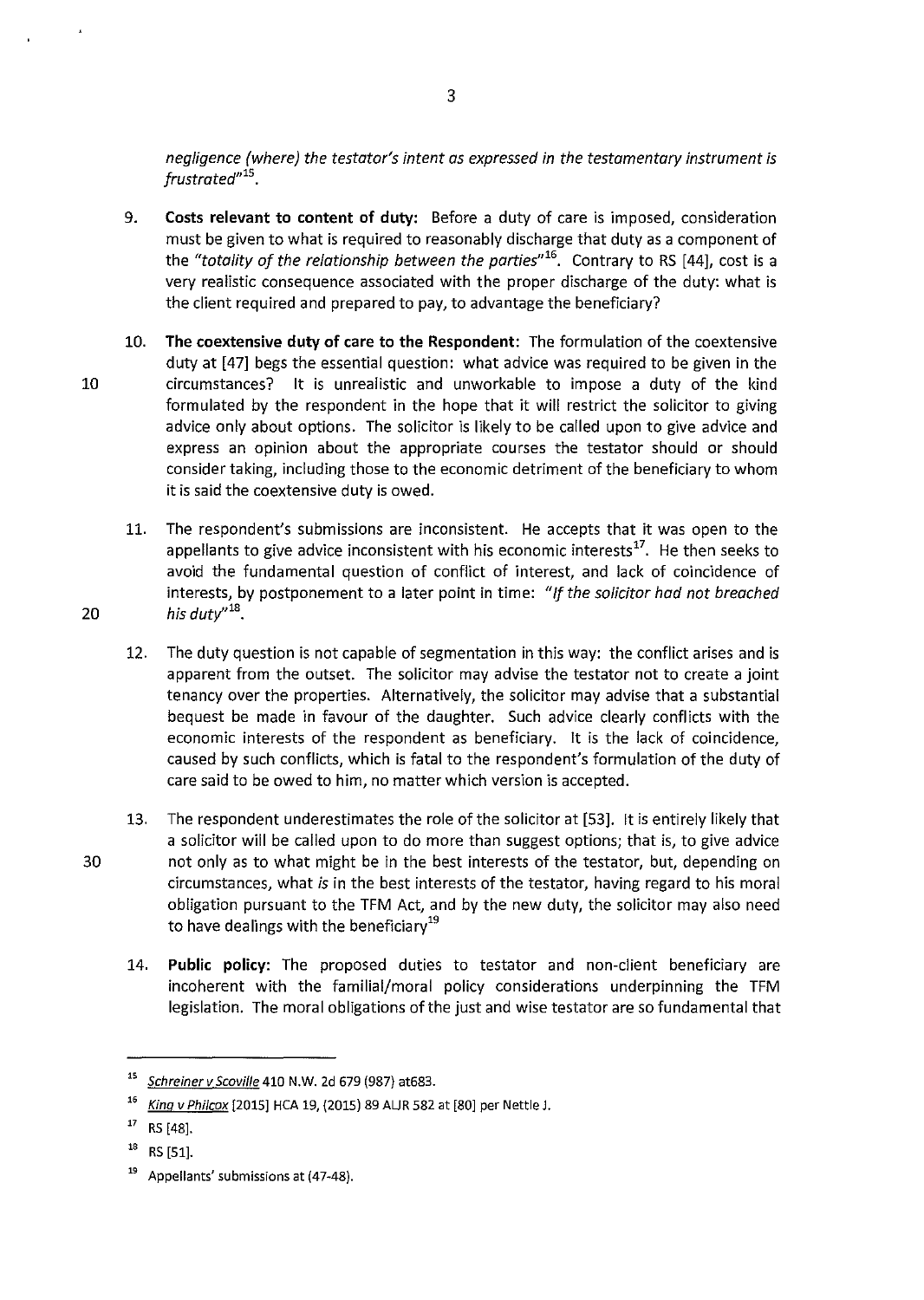*negligence (where) the testator's intent as expressed in the testamentary instrument is frustrated"*[15].

9. **Costs relevant to content of duty:** Before a duty of care is imposed, consideration must be given to what is required to reasonably discharge that duty as a component of the *"totality of the relationship between the parties"*[16]. Contrary to RS [44], cost is a very realistic consequence associated with the proper discharge of the duty: what is the client required and prepared to pay, to advantage the beneficiary?

10. **The coextensive duty of care to the Respondent:** The formulation of the coextensive duty at [47] begs the essential question: what advice was required to be given in the circumstances? It is unrealistic and unworkable to impose a duty of the kind formulated by the respondent in the hope that it will restrict the solicitor to giving advice only about options. The solicitor is likely to be called upon to give advice and express an opinion about the appropriate courses the testator should or should consider taking, including those to the economic detriment of the beneficiary to whom it is said the coextensive duty is owed.

11. The respondent's submissions are inconsistent. He accepts that it was open to the appellants to give advice inconsistent with his economic interests[17]. He then seeks to avoid the fundamental question of conflict of interest, and lack of coincidence of interests, by postponement to a later point in time: *"If the solicitor had not breached his duty"*[18].

12. The duty question is not capable of segmentation in this way: the conflict arises and is apparent from the outset. The solicitor may advise the testator not to create a joint tenancy over the properties. Alternatively, the solicitor may advise that a substantial bequest be made in favour of the daughter. Such advice clearly conflicts with the economic interests of the respondent as beneficiary. It is the lack of coincidence, caused by such conflicts, which is fatal to the respondent's formulation of the duty of care said to be owed to him, no matter which version is accepted.

13. The respondent underestimates the role of the solicitor at [53]. It is entirely likely that a solicitor will be called upon to do more than suggest options; that is, to give advice not only as to what might be in the best interests of the testator, but, depending on circumstances, what *is* in the best interests of the testator, having regard to his moral obligation pursuant to the TFM Act, and by the new duty, the solicitor may also need to have dealings with the beneficiary[19]

14. **Public policy:** The proposed duties to testator and non-client beneficiary are incoherent with the familial/moral policy considerations underpinning the TFM legislation. The moral obligations of the just and wise testator are so fundamental that

---

[15] Schreiner v Scoville 410 N.W. 2d 679 (987) at683.

[16] King v Philcox [2015] HCA 19, (2015) 89 ALJR 582 at [80] per Nettle J.

[17] RS [48].

[18] RS [51].

[19] Appellants' submissions at (47-48).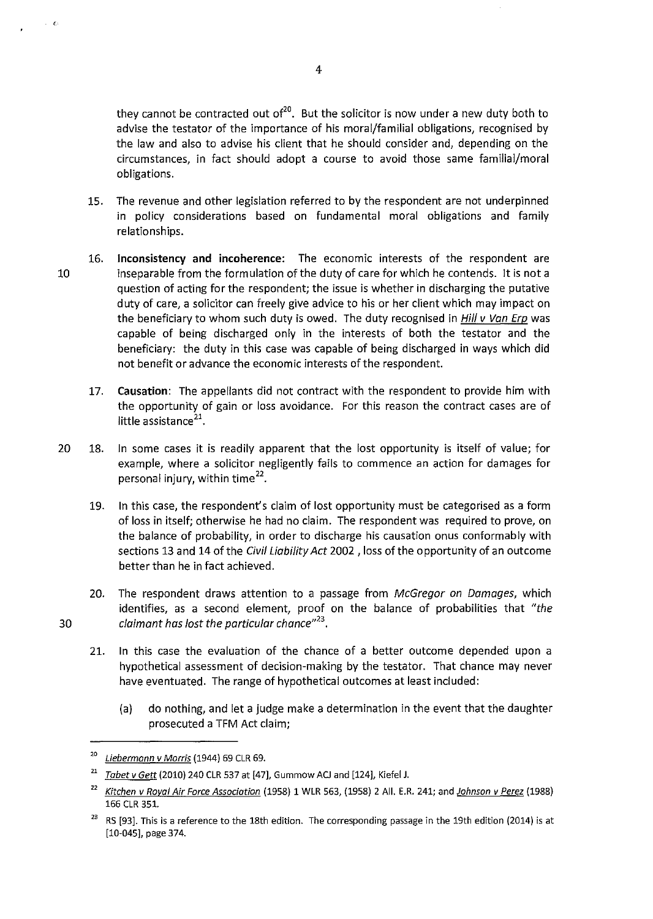they cannot be contracted out of[20]. But the solicitor is now under a new duty both to advise the testator of the importance of his moral/familial obligations, recognised by the law and also to advise his client that he should consider and, depending on the circumstances, in fact should adopt a course to avoid those same familial/moral obligations.

15. The revenue and other legislation referred to by the respondent are not underpinned in policy considerations based on fundamental moral obligations and family relationships.

16. **Inconsistency and incoherence:** The economic interests of the respondent are inseparable from the formulation of the duty of care for which he contends. It is not a question of acting for the respondent; the issue is whether in discharging the putative duty of care, a solicitor can freely give advice to his or her client which may impact on the beneficiary to whom such duty is owed. The duty recognised in *Hill v Van Erp* was capable of being discharged only in the interests of both the testator and the beneficiary: the duty in this case was capable of being discharged in ways which did not benefit or advance the economic interests of the respondent.

17. **Causation**: The appellants did not contract with the respondent to provide him with the opportunity of gain or loss avoidance. For this reason the contract cases are of little assistance[21].

18. In some cases it is readily apparent that the lost opportunity is itself of value; for example, where a solicitor negligently fails to commence an action for damages for personal injury, within time[22].

19. In this case, the respondent's claim of lost opportunity must be categorised as a form of loss in itself; otherwise he had no claim. The respondent was required to prove, on the balance of probability, in order to discharge his causation onus conformably with sections 13 and 14 of the *Civil Liability Act* 2002 , loss of the opportunity of an outcome better than he in fact achieved.

20. The respondent draws attention to a passage from *McGregor on Damages*, which identifies, as a second element, proof on the balance of probabilities that *"the claimant has lost the particular chance"*[23].

21. In this case the evaluation of the chance of a better outcome depended upon a hypothetical assessment of decision-making by the testator. That chance may never have eventuated. The range of hypothetical outcomes at least included:

    (a) do nothing, and let a judge make a determination in the event that the daughter prosecuted a TFM Act claim;

---

[20] *Liebermann v Morris* (1944) 69 CLR 69.

[21] *Tabet v Gett* (2010) 240 CLR 537 at [47], Gummow ACJ and [124], Kiefel J.

[22] *Kitchen v Royal Air Force Association* (1958) 1 WLR 563, (1958) 2 All. E.R. 241; and *Johnson v Perez* (1988) 166 CLR 351.

[23] RS [93]. This is a reference to the 18th edition. The corresponding passage in the 19th edition (2014) is at [10-045], page 374.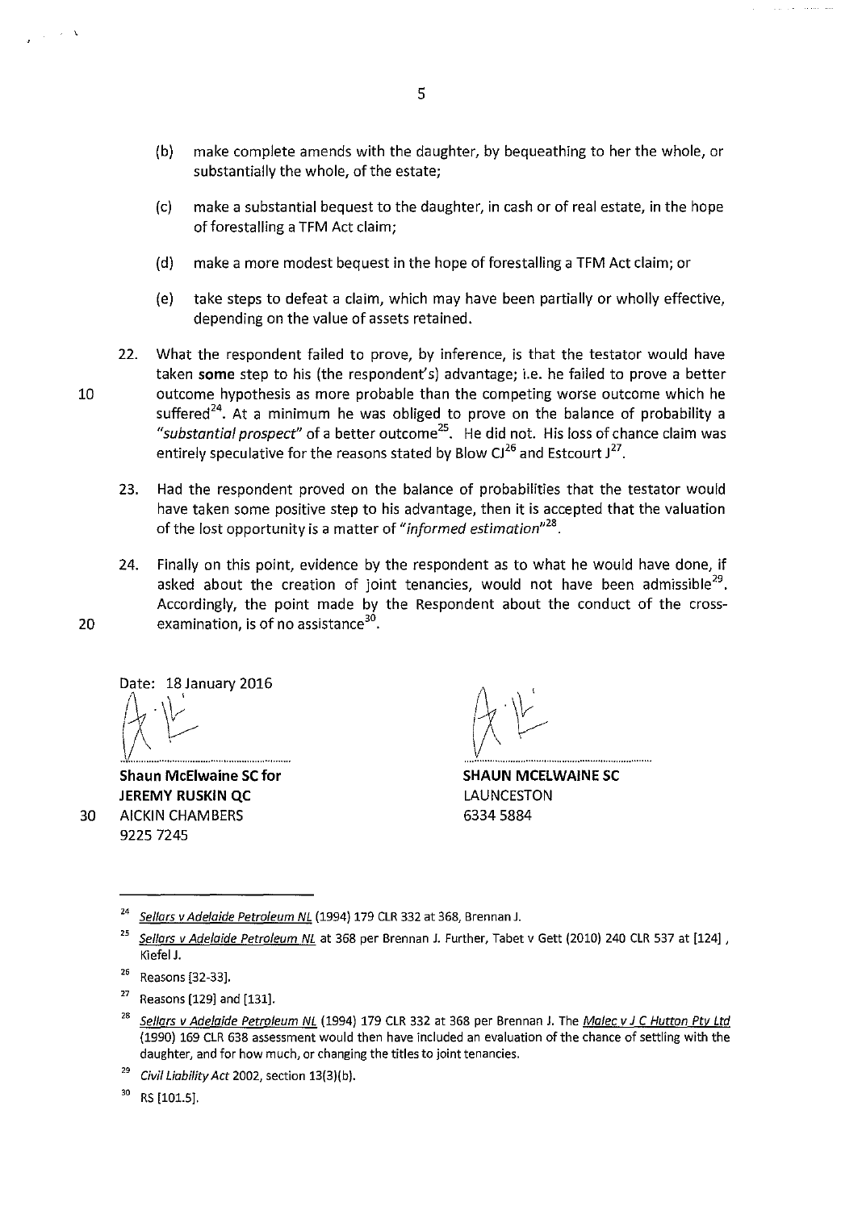(b) make complete amends with the daughter, by bequeathing to her the whole, or substantially the whole, of the estate;

(c) make a substantial bequest to the daughter, in cash or of real estate, in the hope of forestalling a TFM Act claim;

(d) make a more modest bequest in the hope of forestalling a TFM Act claim; or

(e) take steps to defeat a claim, which may have been partially or wholly effective, depending on the value of assets retained.

22. What the respondent failed to prove, by inference, is that the testator would have taken **some** step to his (the respondent's) advantage; i.e. he failed to prove a better outcome hypothesis as more probable than the competing worse outcome which he suffered[24]. At a minimum he was obliged to prove on the balance of probability a *"substantial prospect"* of a better outcome[25]. He did not. His loss of chance claim was entirely speculative for the reasons stated by Blow CJ[26] and Estcourt J[27].

23. Had the respondent proved on the balance of probabilities that the testator would have taken some positive step to his advantage, then it is accepted that the valuation of the lost opportunity is a matter of *"informed estimation"*[28].

24. Finally on this point, evidence by the respondent as to what he would have done, if asked about the creation of joint tenancies, would not have been admissible[29]. Accordingly, the point made by the Respondent about the conduct of the cross-examination, is of no assistance[30].

Date: 18 January 2016

**Shaun McElwaine SC for**
**JEREMY RUSKIN QC**
AICKIN CHAMBERS
9225 7245

**SHAUN MCELWAINE SC**
LAUNCESTON
6334 5884

---

[24] Sellars v Adelaide Petroleum NL (1994) 179 CLR 332 at 368, Brennan J.

[25] Sellars v Adelaide Petroleum NL at 368 per Brennan J. Further, Tabet v Gett (2010) 240 CLR 537 at [124], Kiefel J.

[26] Reasons [32-33].

[27] Reasons [129] and [131].

[28] Sellars v Adelaide Petroleum NL (1994) 179 CLR 332 at 368 per Brennan J. The Malec v J C Hutton Pty Ltd (1990) 169 CLR 638 assessment would then have included an evaluation of the chance of settling with the daughter, and for how much, or changing the titles to joint tenancies.

[29] *Civil Liability Act* 2002, section 13(3)(b).

[30] RS [101.5].